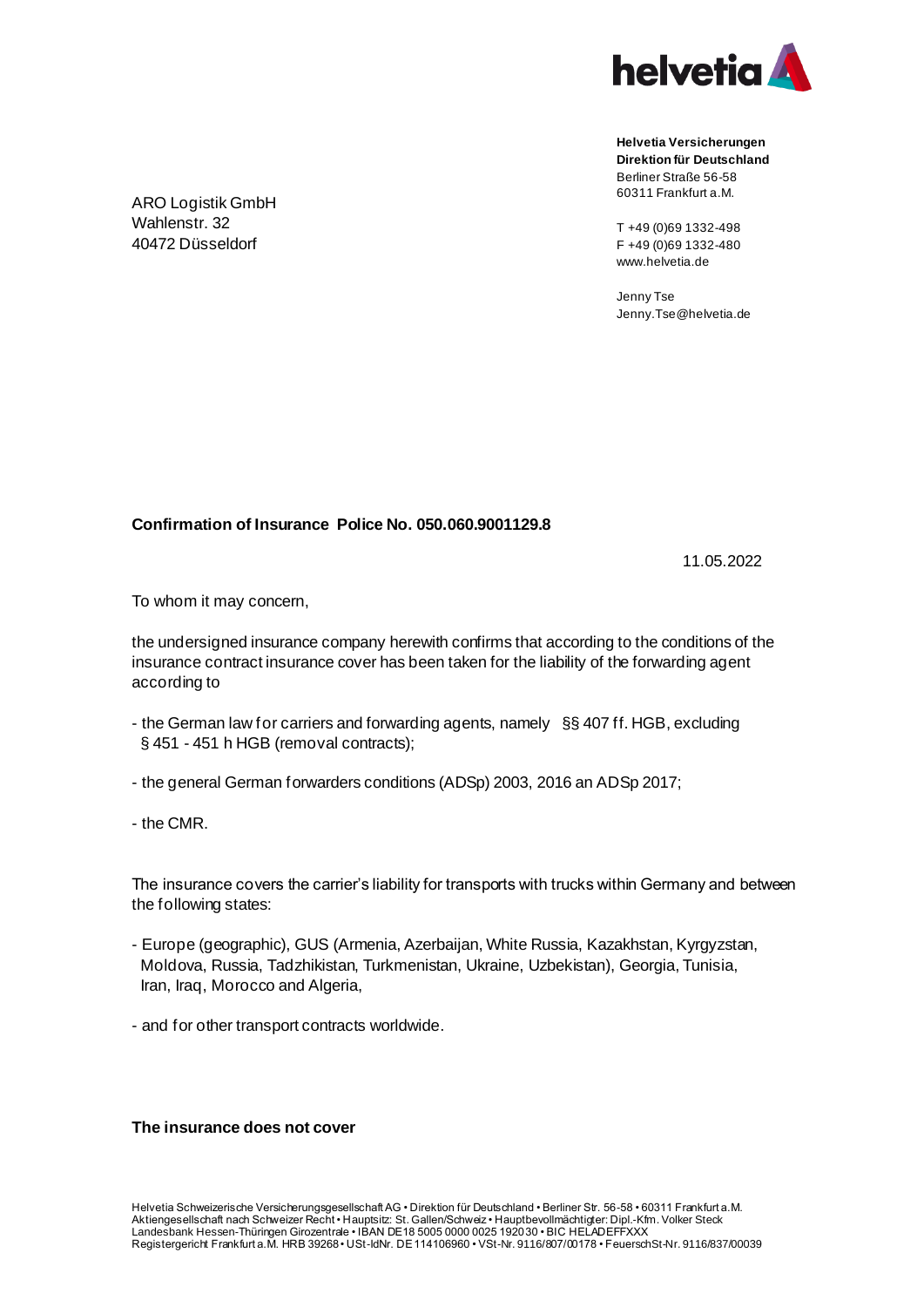**Helvetia Versicherungen**
**Direktion für Deutschland**
Berliner Straße 56-58
60311 Frankfurt a.M.

T +49 (0)69 1332-498
F +49 (0)69 1332-480
www.helvetia.de

Jenny Tse
Jenny.Tse@helvetia.de

ARO Logistik GmbH
Wahlenstr. 32
40472 Düsseldorf

**Confirmation of Insurance Police No. 050.060.9001129.8**

11.05.2022

To whom it may concern,

the undersigned insurance company herewith confirms that according to the conditions of the insurance contract insurance cover has been taken for the liability of the forwarding agent according to

- the German law for carriers and forwarding agents, namely §§ 407 ff. HGB, excluding § 451 - 451 h HGB (removal contracts);
- the general German forwarders conditions (ADSp) 2003, 2016 an ADSp 2017;
- the CMR.

The insurance covers the carrier's liability for transports with trucks within Germany and between the following states:

- Europe (geographic), GUS (Armenia, Azerbaijan, White Russia, Kazakhstan, Kyrgyzstan, Moldova, Russia, Tadzhikistan, Turkmenistan, Ukraine, Uzbekistan), Georgia, Tunisia, Iran, Iraq, Morocco and Algeria,
- and for other transport contracts worldwide.

**The insurance does not cover**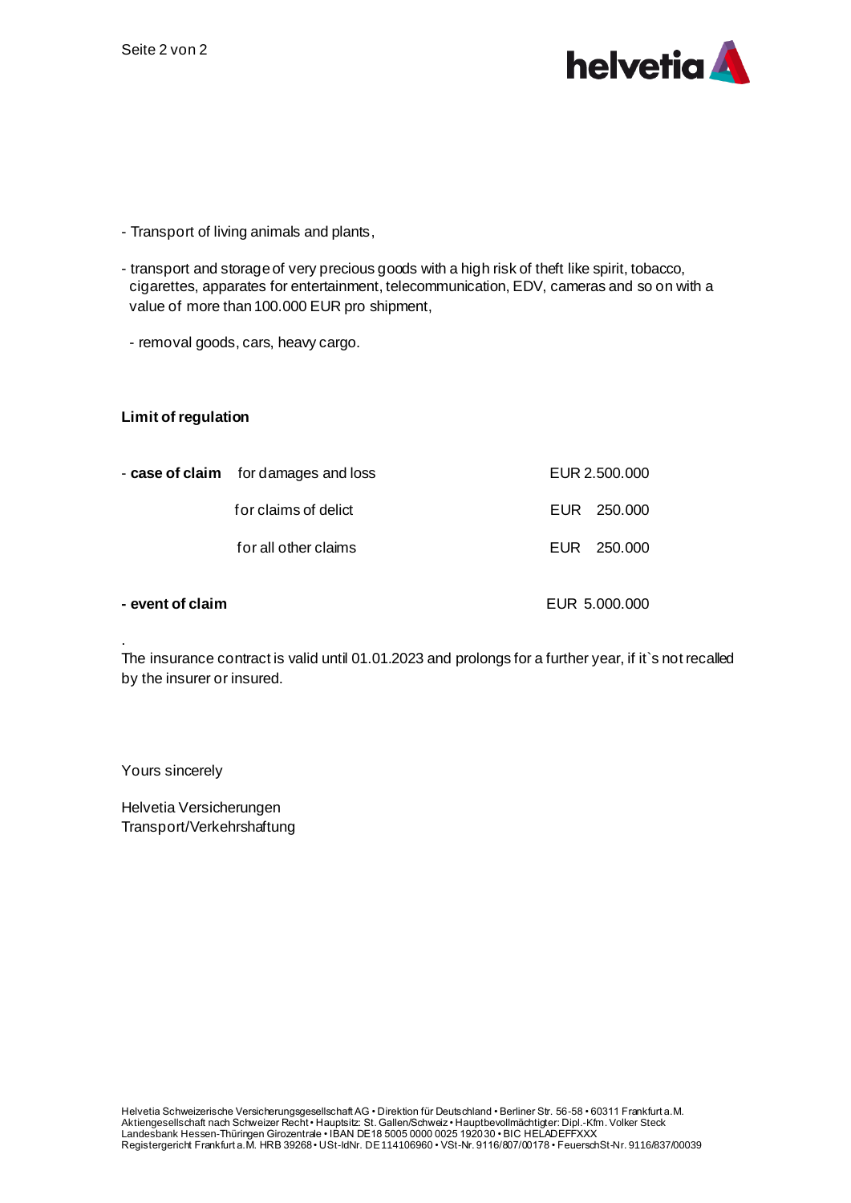- Transport of living animals and plants,

- transport and storage of very precious goods with a high risk of theft like spirit, tobacco, cigarettes, apparates for entertainment, telecommunication, EDV, cameras and so on with a value of more than 100.000 EUR pro shipment,

- removal goods, cars, heavy cargo.

**Limit of regulation**

| | | |
|---|---|---|
| - **case of claim** | for damages and loss | EUR 2.500.000 |
| | for claims of delict | EUR 250.000 |
| | for all other claims | EUR 250.000 |
| **- event of claim** | | EUR 5.000.000 |

.

The insurance contract is valid until 01.01.2023 and prolongs for a further year, if it`s not recalled by the insurer or insured.

Yours sincerely

Helvetia Versicherungen
Transport/Verkehrshaftung

Helvetia Schweizerische Versicherungsgesellschaft AG • Direktion für Deutschland • Berliner Str. 56-58 • 60311 Frankfurt a.M.
Aktiengesellschaft nach Schweizer Recht • Hauptsitz: St. Gallen/Schweiz • Hauptbevollmächtigter: Dipl.-Kfm. Volker Steck
Landesbank Hessen-Thüringen Girozentrale • IBAN DE18 5005 0000 0025 1920 30 • BIC HELADEFFXXX
Registergericht Frankfurt a.M. HRB 39268 • USt-IdNr. DE 114106960 • VSt-Nr. 9116/807/00178 • FeuerschSt-Nr. 9116/837/00039